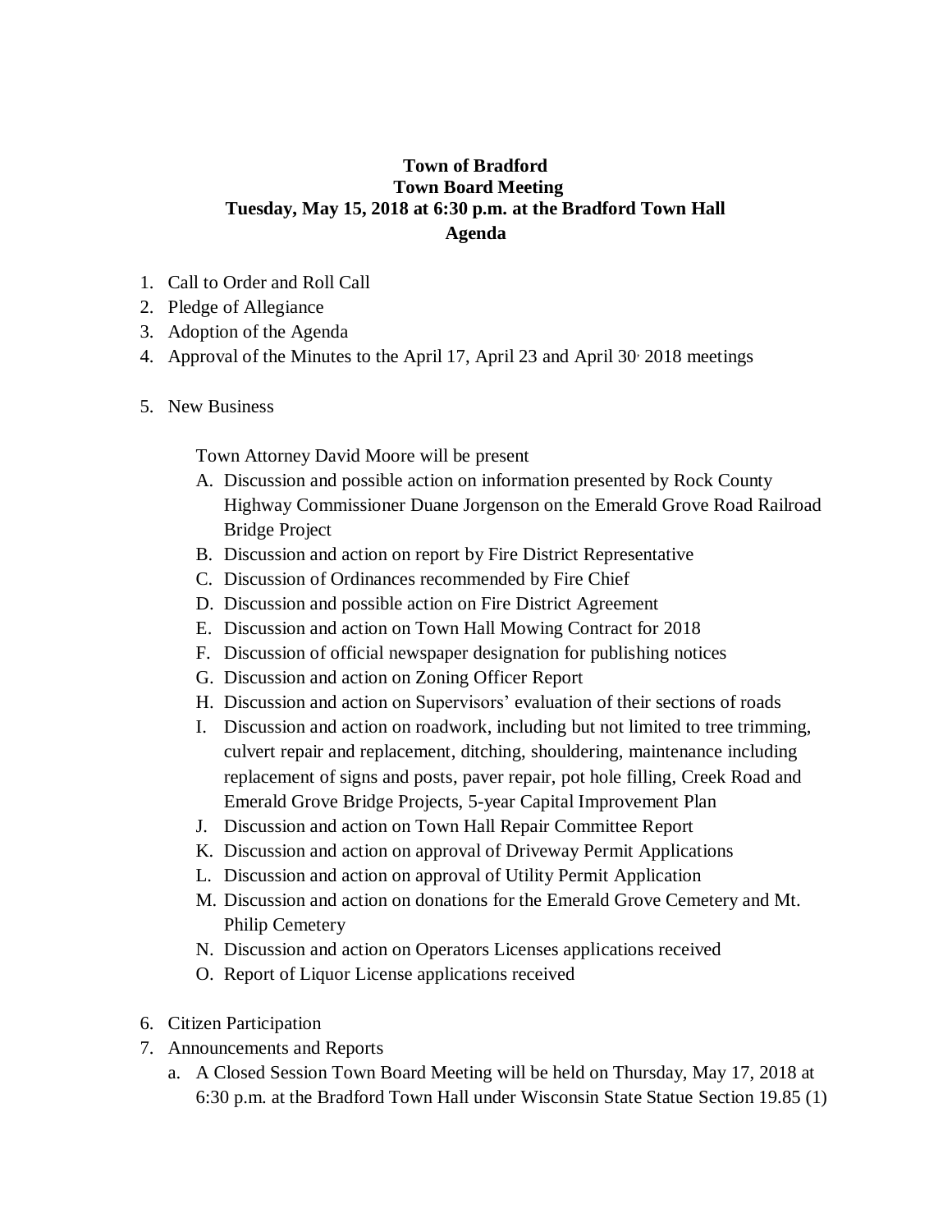# Town of Bradford
## Town Board Meeting
## Tuesday, May 15, 2018 at 6:30 p.m. at the Bradford Town Hall
## Agenda

1. Call to Order and Roll Call
2. Pledge of Allegiance
3. Adoption of the Agenda
4. Approval of the Minutes to the April 17, April 23 and April 30, 2018 meetings

5. New Business

   Town Attorney David Moore will be present

   A. Discussion and possible action on information presented by Rock County Highway Commissioner Duane Jorgenson on the Emerald Grove Road Railroad Bridge Project
   B. Discussion and action on report by Fire District Representative
   C. Discussion of Ordinances recommended by Fire Chief
   D. Discussion and possible action on Fire District Agreement
   E. Discussion and action on Town Hall Mowing Contract for 2018
   F. Discussion of official newspaper designation for publishing notices
   G. Discussion and action on Zoning Officer Report
   H. Discussion and action on Supervisors' evaluation of their sections of roads
   I. Discussion and action on roadwork, including but not limited to tree trimming, culvert repair and replacement, ditching, shouldering, maintenance including replacement of signs and posts, paver repair, pot hole filling, Creek Road and Emerald Grove Bridge Projects, 5-year Capital Improvement Plan
   J. Discussion and action on Town Hall Repair Committee Report
   K. Discussion and action on approval of Driveway Permit Applications
   L. Discussion and action on approval of Utility Permit Application
   M. Discussion and action on donations for the Emerald Grove Cemetery and Mt. Philip Cemetery
   N. Discussion and action on Operators Licenses applications received
   O. Report of Liquor License applications received

6. Citizen Participation
7. Announcements and Reports
   a. A Closed Session Town Board Meeting will be held on Thursday, May 17, 2018 at 6:30 p.m. at the Bradford Town Hall under Wisconsin State Statue Section 19.85 (1)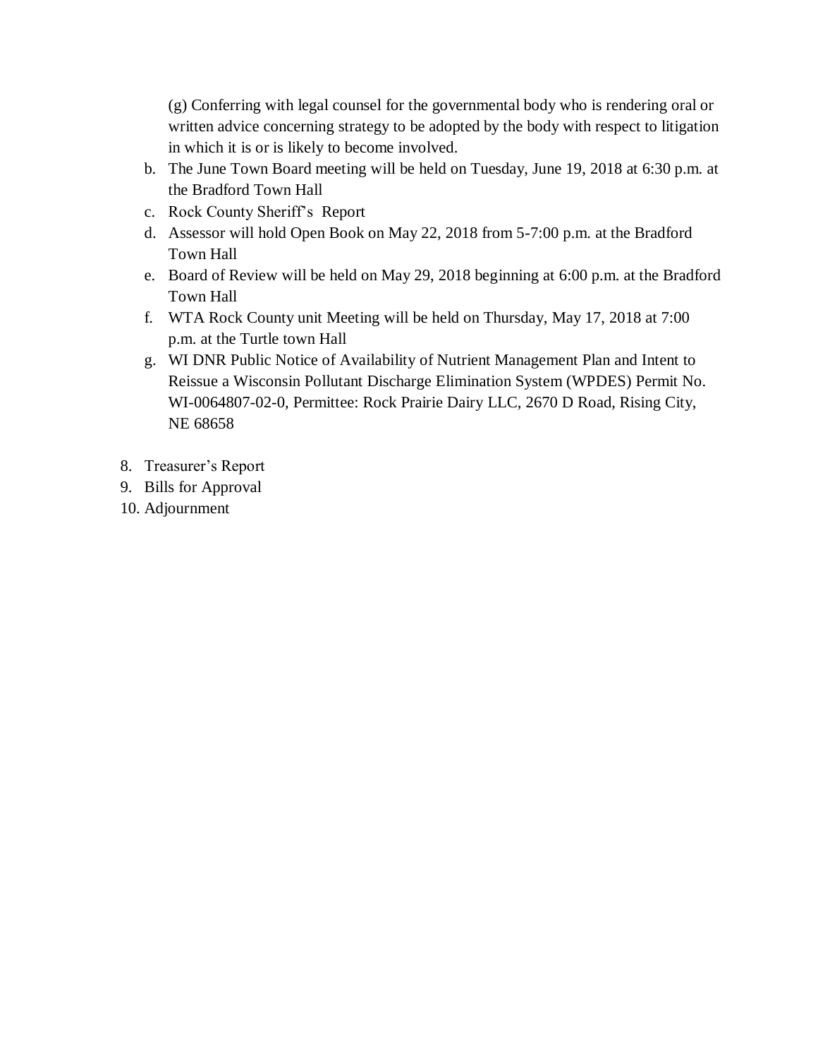(g) Conferring with legal counsel for the governmental body who is rendering oral or written advice concerning strategy to be adopted by the body with respect to litigation in which it is or is likely to become involved.

b. The June Town Board meeting will be held on Tuesday, June 19, 2018 at 6:30 p.m. at the Bradford Town Hall
c. Rock County Sheriff's Report
d. Assessor will hold Open Book on May 22, 2018 from 5-7:00 p.m. at the Bradford Town Hall
e. Board of Review will be held on May 29, 2018 beginning at 6:00 p.m. at the Bradford Town Hall
f. WTA Rock County unit Meeting will be held on Thursday, May 17, 2018 at 7:00 p.m. at the Turtle town Hall
g. WI DNR Public Notice of Availability of Nutrient Management Plan and Intent to Reissue a Wisconsin Pollutant Discharge Elimination System (WPDES) Permit No. WI-0064807-02-0, Permittee: Rock Prairie Dairy LLC, 2670 D Road, Rising City, NE 68658

8. Treasurer's Report
9. Bills for Approval
10. Adjournment